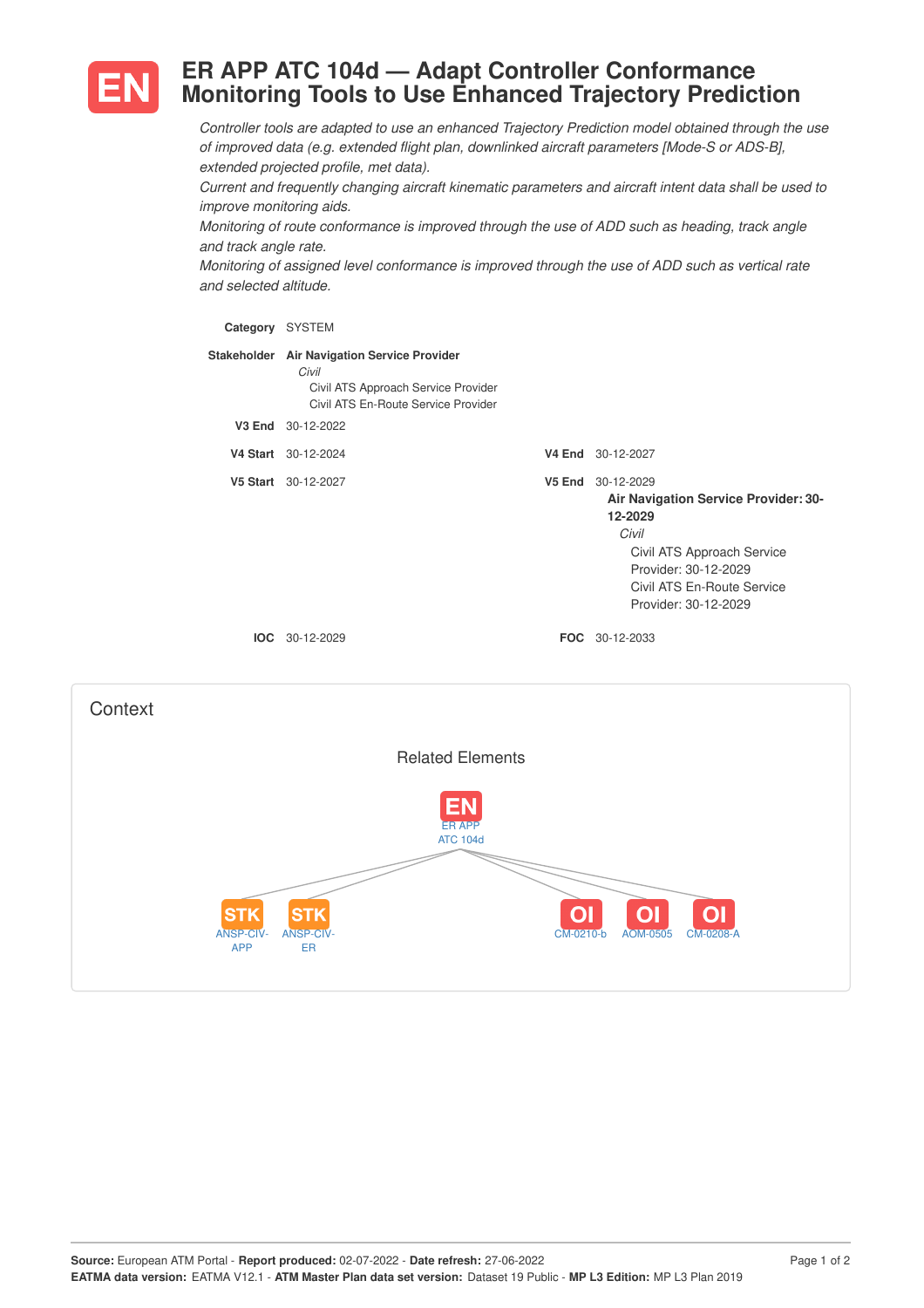# EN ER APP ATC 104d — Adapt Controller Conformance Monitoring Tools to Use Enhanced Trajectory Prediction

*Controller tools are adapted to use an enhanced Trajectory Prediction model obtained through the use of improved data (e.g. extended flight plan, downlinked aircraft parameters [Mode-S or ADS-B], extended projected profile, met data).*
*Current and frequently changing aircraft kinematic parameters and aircraft intent data shall be used to improve monitoring aids.*
*Monitoring of route conformance is improved through the use of ADD such as heading, track angle and track angle rate.*
*Monitoring of assigned level conformance is improved through the use of ADD such as vertical rate and selected altitude.*

**Category** SYSTEM

**Stakeholder** **Air Navigation Service Provider**
*Civil*
Civil ATS Approach Service Provider
Civil ATS En-Route Service Provider

**V3 End** 30-12-2022

**V4 Start** 30-12-2024 — **V4 End** 30-12-2027

**V5 Start** 30-12-2027 — **V5 End** 30-12-2029
**Air Navigation Service Provider: 30-12-2029**
*Civil*
Civil ATS Approach Service Provider: 30-12-2029
Civil ATS En-Route Service Provider: 30-12-2029

**IOC** 30-12-2029 — **FOC** 30-12-2033

## Context

Related Elements

EN ER APP ATC 104d

- STK ANSP-CIV-APP
- STK ANSP-CIV-ER
- OI CM-0210-b
- OI AOM-0505
- OI CM-0208-A

**Source:** European ATM Portal - **Report produced:** 02-07-2022 - **Date refresh:** 27-06-2022
**EATMA data version:** EATMA V12.1 - **ATM Master Plan data set version:** Dataset 19 Public - **MP L3 Edition:** MP L3 Plan 2019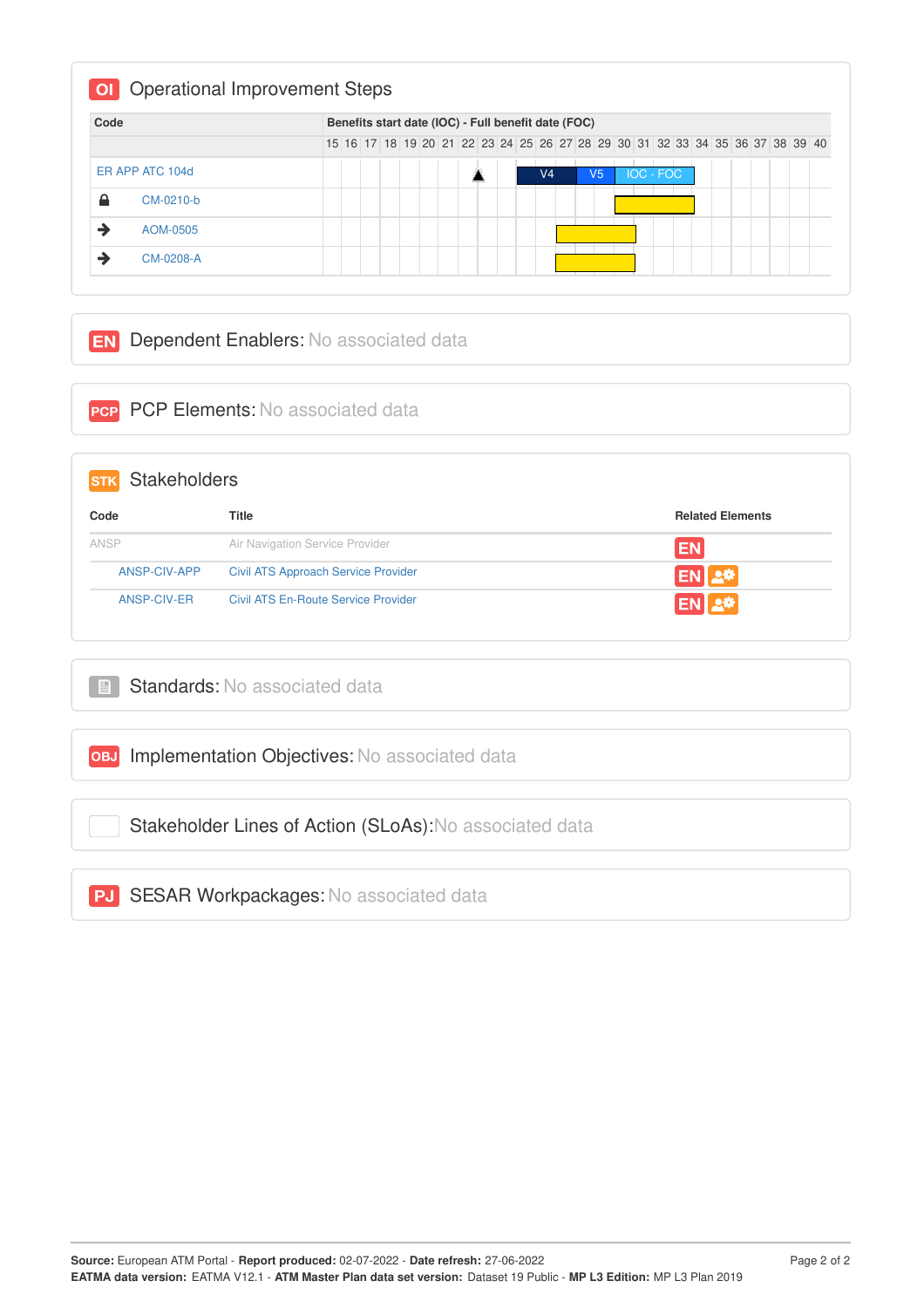## OI Operational Improvement Steps

| Code | Benefits start date (IOC) - Full benefit date (FOC) |
|---|---|
| | 15 16 17 18 19 20 21 22 23 24 25 26 27 28 29 30 31 32 33 34 35 36 37 38 39 40 |
| ER APP ATC 104d | V4 V5 IOC - FOC |
| CM-0210-b | |
| AOM-0505 | |
| CM-0208-A | |

## EN Dependent Enablers: No associated data

## PCP PCP Elements: No associated data

## STK Stakeholders

| Code | Title | Related Elements |
|---|---|---|
| ANSP | Air Navigation Service Provider | EN |
| ANSP-CIV-APP | Civil ATS Approach Service Provider | EN |
| ANSP-CIV-ER | Civil ATS En-Route Service Provider | EN |

## Standards: No associated data

## OBJ Implementation Objectives: No associated data

## Stakeholder Lines of Action (SLoAs): No associated data

## PJ SESAR Workpackages: No associated data

**Source:** European ATM Portal - **Report produced:** 02-07-2022 - **Date refresh:** 27-06-2022
**EATMA data version:** EATMA V12.1 - **ATM Master Plan data set version:** Dataset 19 Public - **MP L3 Edition:** MP L3 Plan 2019